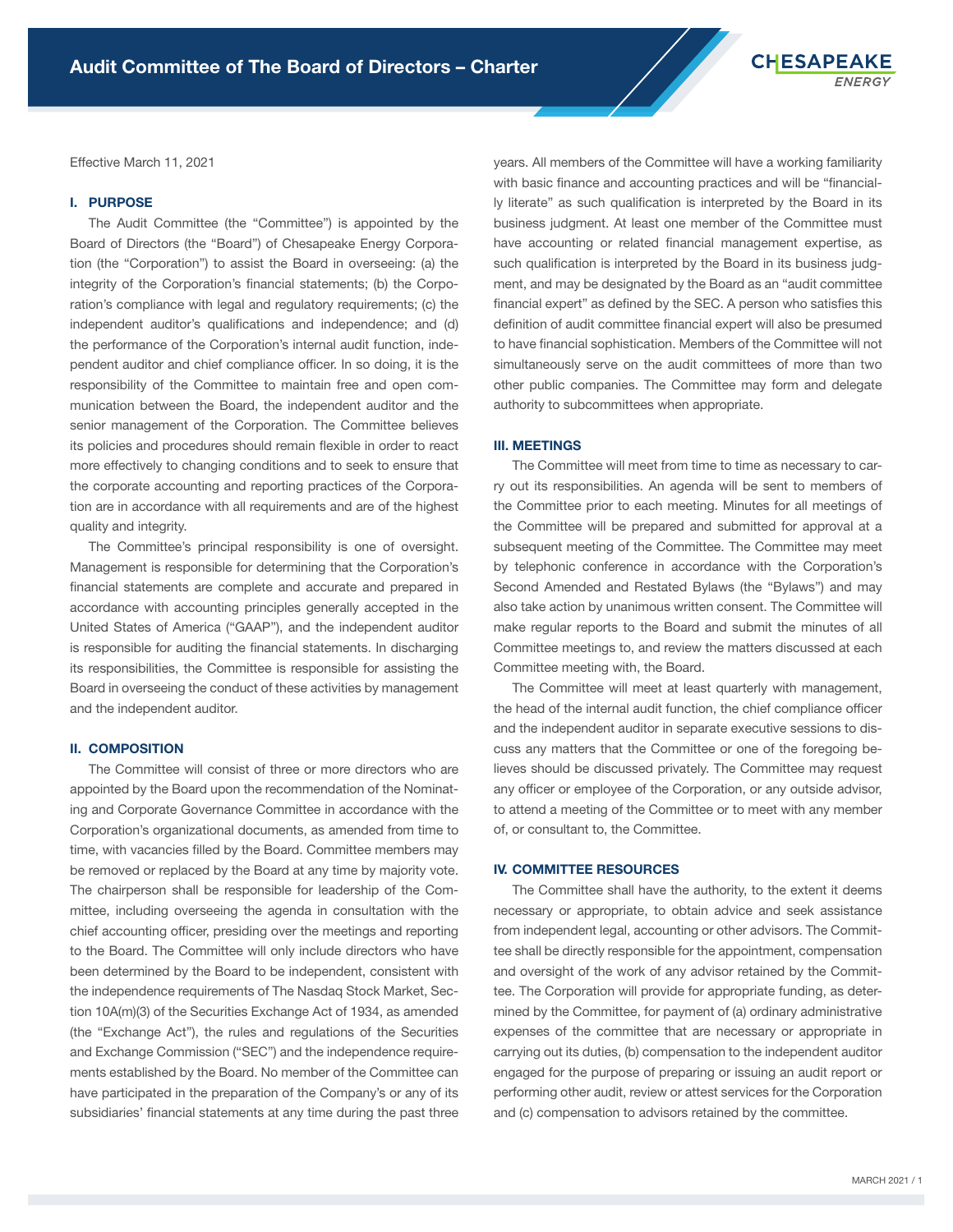# Audit Committee of The Board of Directors – Charter

Effective March 11, 2021

## I. PURPOSE

The Audit Committee (the "Committee") is appointed by the Board of Directors (the "Board") of Chesapeake Energy Corporation (the "Corporation") to assist the Board in overseeing: (a) the integrity of the Corporation's financial statements; (b) the Corporation's compliance with legal and regulatory requirements; (c) the independent auditor's qualifications and independence; and (d) the performance of the Corporation's internal audit function, independent auditor and chief compliance officer. In so doing, it is the responsibility of the Committee to maintain free and open communication between the Board, the independent auditor and the senior management of the Corporation. The Committee believes its policies and procedures should remain flexible in order to react more effectively to changing conditions and to seek to ensure that the corporate accounting and reporting practices of the Corporation are in accordance with all requirements and are of the highest quality and integrity.

The Committee's principal responsibility is one of oversight. Management is responsible for determining that the Corporation's financial statements are complete and accurate and prepared in accordance with accounting principles generally accepted in the United States of America ("GAAP"), and the independent auditor is responsible for auditing the financial statements. In discharging its responsibilities, the Committee is responsible for assisting the Board in overseeing the conduct of these activities by management and the independent auditor.

## II. COMPOSITION

The Committee will consist of three or more directors who are appointed by the Board upon the recommendation of the Nominating and Corporate Governance Committee in accordance with the Corporation's organizational documents, as amended from time to time, with vacancies filled by the Board. Committee members may be removed or replaced by the Board at any time by majority vote. The chairperson shall be responsible for leadership of the Committee, including overseeing the agenda in consultation with the chief accounting officer, presiding over the meetings and reporting to the Board. The Committee will only include directors who have been determined by the Board to be independent, consistent with the independence requirements of The Nasdaq Stock Market, Section 10A(m)(3) of the Securities Exchange Act of 1934, as amended (the "Exchange Act"), the rules and regulations of the Securities and Exchange Commission ("SEC") and the independence requirements established by the Board. No member of the Committee can have participated in the preparation of the Company's or any of its subsidiaries' financial statements at any time during the past three years. All members of the Committee will have a working familiarity with basic finance and accounting practices and will be "financially literate" as such qualification is interpreted by the Board in its business judgment. At least one member of the Committee must have accounting or related financial management expertise, as such qualification is interpreted by the Board in its business judgment, and may be designated by the Board as an "audit committee financial expert" as defined by the SEC. A person who satisfies this definition of audit committee financial expert will also be presumed to have financial sophistication. Members of the Committee will not simultaneously serve on the audit committees of more than two other public companies. The Committee may form and delegate authority to subcommittees when appropriate.

## III. MEETINGS

The Committee will meet from time to time as necessary to carry out its responsibilities. An agenda will be sent to members of the Committee prior to each meeting. Minutes for all meetings of the Committee will be prepared and submitted for approval at a subsequent meeting of the Committee. The Committee may meet by telephonic conference in accordance with the Corporation's Second Amended and Restated Bylaws (the "Bylaws") and may also take action by unanimous written consent. The Committee will make regular reports to the Board and submit the minutes of all Committee meetings to, and review the matters discussed at each Committee meeting with, the Board.

The Committee will meet at least quarterly with management, the head of the internal audit function, the chief compliance officer and the independent auditor in separate executive sessions to discuss any matters that the Committee or one of the foregoing believes should be discussed privately. The Committee may request any officer or employee of the Corporation, or any outside advisor, to attend a meeting of the Committee or to meet with any member of, or consultant to, the Committee.

## IV. COMMITTEE RESOURCES

The Committee shall have the authority, to the extent it deems necessary or appropriate, to obtain advice and seek assistance from independent legal, accounting or other advisors. The Committee shall be directly responsible for the appointment, compensation and oversight of the work of any advisor retained by the Committee. The Corporation will provide for appropriate funding, as determined by the Committee, for payment of (a) ordinary administrative expenses of the committee that are necessary or appropriate in carrying out its duties, (b) compensation to the independent auditor engaged for the purpose of preparing or issuing an audit report or performing other audit, review or attest services for the Corporation and (c) compensation to advisors retained by the committee.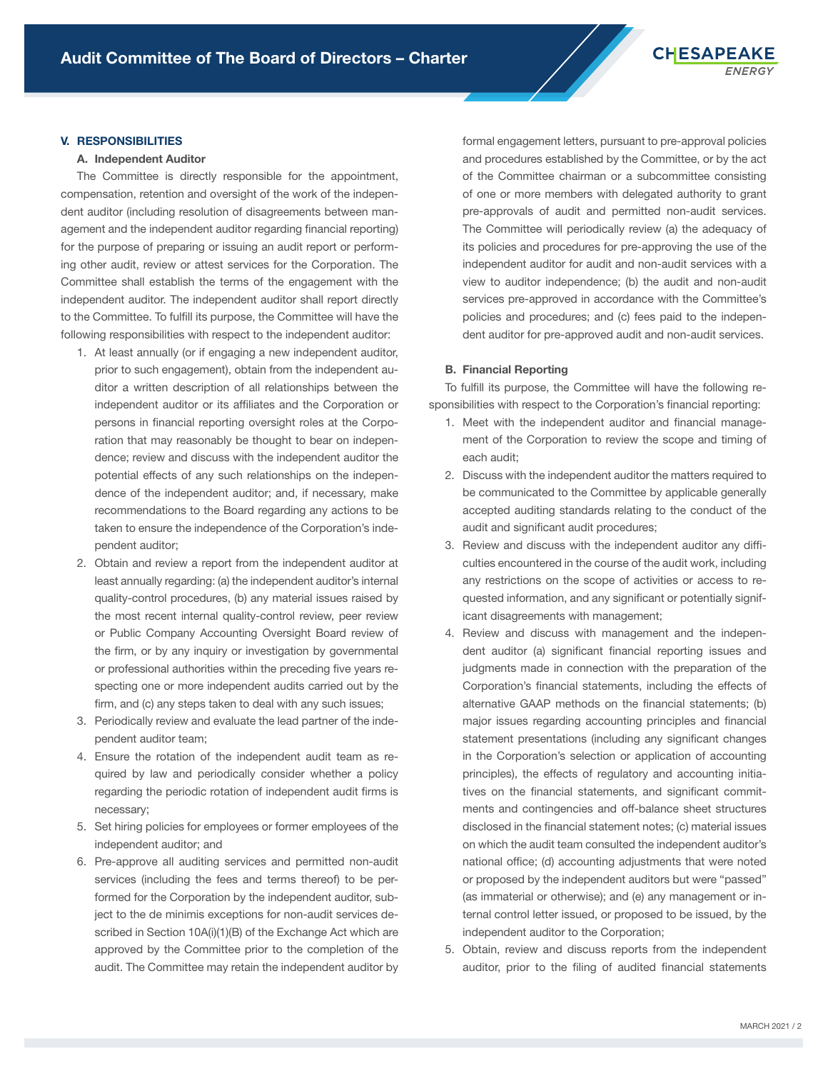## V. RESPONSIBILITIES

### A. Independent Auditor

The Committee is directly responsible for the appointment, compensation, retention and oversight of the work of the independent auditor (including resolution of disagreements between management and the independent auditor regarding financial reporting) for the purpose of preparing or issuing an audit report or performing other audit, review or attest services for the Corporation. The Committee shall establish the terms of the engagement with the independent auditor. The independent auditor shall report directly to the Committee. To fulfill its purpose, the Committee will have the following responsibilities with respect to the independent auditor:

1. At least annually (or if engaging a new independent auditor, prior to such engagement), obtain from the independent auditor a written description of all relationships between the independent auditor or its affiliates and the Corporation or persons in financial reporting oversight roles at the Corporation that may reasonably be thought to bear on independence; review and discuss with the independent auditor the potential effects of any such relationships on the independence of the independent auditor; and, if necessary, make recommendations to the Board regarding any actions to be taken to ensure the independence of the Corporation's independent auditor;
2. Obtain and review a report from the independent auditor at least annually regarding: (a) the independent auditor's internal quality-control procedures, (b) any material issues raised by the most recent internal quality-control review, peer review or Public Company Accounting Oversight Board review of the firm, or by any inquiry or investigation by governmental or professional authorities within the preceding five years respecting one or more independent audits carried out by the firm, and (c) any steps taken to deal with any such issues;
3. Periodically review and evaluate the lead partner of the independent auditor team;
4. Ensure the rotation of the independent audit team as required by law and periodically consider whether a policy regarding the periodic rotation of independent audit firms is necessary;
5. Set hiring policies for employees or former employees of the independent auditor; and
6. Pre-approve all auditing services and permitted non-audit services (including the fees and terms thereof) to be performed for the Corporation by the independent auditor, subject to the de minimis exceptions for non-audit services described in Section 10A(i)(1)(B) of the Exchange Act which are approved by the Committee prior to the completion of the audit. The Committee may retain the independent auditor by formal engagement letters, pursuant to pre-approval policies and procedures established by the Committee, or by the act of the Committee chairman or a subcommittee consisting of one or more members with delegated authority to grant pre-approvals of audit and permitted non-audit services. The Committee will periodically review (a) the adequacy of its policies and procedures for pre-approving the use of the independent auditor for audit and non-audit services with a view to auditor independence; (b) the audit and non-audit services pre-approved in accordance with the Committee's policies and procedures; and (c) fees paid to the independent auditor for pre-approved audit and non-audit services.

### B. Financial Reporting

To fulfill its purpose, the Committee will have the following responsibilities with respect to the Corporation's financial reporting:

1. Meet with the independent auditor and financial management of the Corporation to review the scope and timing of each audit;
2. Discuss with the independent auditor the matters required to be communicated to the Committee by applicable generally accepted auditing standards relating to the conduct of the audit and significant audit procedures;
3. Review and discuss with the independent auditor any difficulties encountered in the course of the audit work, including any restrictions on the scope of activities or access to requested information, and any significant or potentially significant disagreements with management;
4. Review and discuss with management and the independent auditor (a) significant financial reporting issues and judgments made in connection with the preparation of the Corporation's financial statements, including the effects of alternative GAAP methods on the financial statements; (b) major issues regarding accounting principles and financial statement presentations (including any significant changes in the Corporation's selection or application of accounting principles), the effects of regulatory and accounting initiatives on the financial statements, and significant commitments and contingencies and off-balance sheet structures disclosed in the financial statement notes; (c) material issues on which the audit team consulted the independent auditor's national office; (d) accounting adjustments that were noted or proposed by the independent auditors but were "passed" (as immaterial or otherwise); and (e) any management or internal control letter issued, or proposed to be issued, by the independent auditor to the Corporation;
5. Obtain, review and discuss reports from the independent auditor, prior to the filing of audited financial statements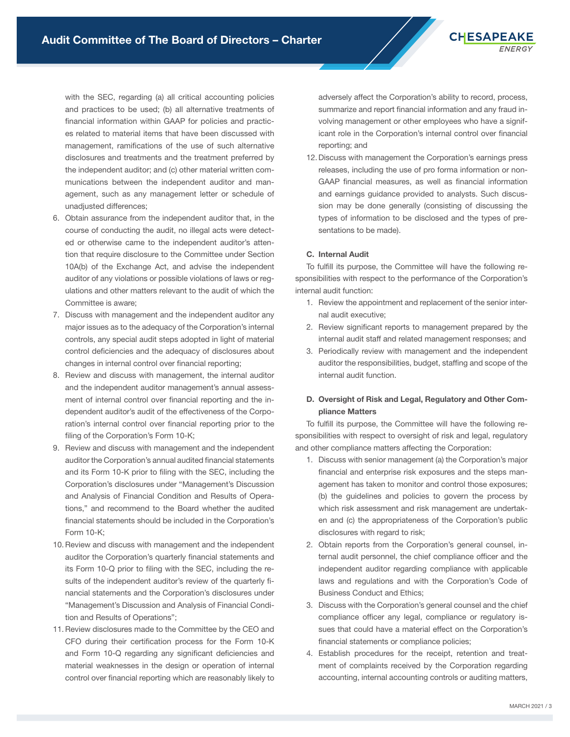with the SEC, regarding (a) all critical accounting policies and practices to be used; (b) all alternative treatments of financial information within GAAP for policies and practices related to material items that have been discussed with management, ramifications of the use of such alternative disclosures and treatments and the treatment preferred by the independent auditor; and (c) other material written communications between the independent auditor and management, such as any management letter or schedule of unadjusted differences;

6. Obtain assurance from the independent auditor that, in the course of conducting the audit, no illegal acts were detected or otherwise came to the independent auditor's attention that require disclosure to the Committee under Section 10A(b) of the Exchange Act, and advise the independent auditor of any violations or possible violations of laws or regulations and other matters relevant to the audit of which the Committee is aware;
7. Discuss with management and the independent auditor any major issues as to the adequacy of the Corporation's internal controls, any special audit steps adopted in light of material control deficiencies and the adequacy of disclosures about changes in internal control over financial reporting;
8. Review and discuss with management, the internal auditor and the independent auditor management's annual assessment of internal control over financial reporting and the independent auditor's audit of the effectiveness of the Corporation's internal control over financial reporting prior to the filing of the Corporation's Form 10-K;
9. Review and discuss with management and the independent auditor the Corporation's annual audited financial statements and its Form 10-K prior to filing with the SEC, including the Corporation's disclosures under "Management's Discussion and Analysis of Financial Condition and Results of Operations," and recommend to the Board whether the audited financial statements should be included in the Corporation's Form 10-K;
10. Review and discuss with management and the independent auditor the Corporation's quarterly financial statements and its Form 10-Q prior to filing with the SEC, including the results of the independent auditor's review of the quarterly financial statements and the Corporation's disclosures under "Management's Discussion and Analysis of Financial Condition and Results of Operations";
11. Review disclosures made to the Committee by the CEO and CFO during their certification process for the Form 10-K and Form 10-Q regarding any significant deficiencies and material weaknesses in the design or operation of internal control over financial reporting which are reasonably likely to adversely affect the Corporation's ability to record, process, summarize and report financial information and any fraud involving management or other employees who have a significant role in the Corporation's internal control over financial reporting; and
12. Discuss with management the Corporation's earnings press releases, including the use of pro forma information or non-GAAP financial measures, as well as financial information and earnings guidance provided to analysts. Such discussion may be done generally (consisting of discussing the types of information to be disclosed and the types of presentations to be made).

**C. Internal Audit**

To fulfill its purpose, the Committee will have the following responsibilities with respect to the performance of the Corporation's internal audit function:

1. Review the appointment and replacement of the senior internal audit executive;
2. Review significant reports to management prepared by the internal audit staff and related management responses; and
3. Periodically review with management and the independent auditor the responsibilities, budget, staffing and scope of the internal audit function.

**D. Oversight of Risk and Legal, Regulatory and Other Compliance Matters**

To fulfill its purpose, the Committee will have the following responsibilities with respect to oversight of risk and legal, regulatory and other compliance matters affecting the Corporation:

1. Discuss with senior management (a) the Corporation's major financial and enterprise risk exposures and the steps management has taken to monitor and control those exposures; (b) the guidelines and policies to govern the process by which risk assessment and risk management are undertaken and (c) the appropriateness of the Corporation's public disclosures with regard to risk;
2. Obtain reports from the Corporation's general counsel, internal audit personnel, the chief compliance officer and the independent auditor regarding compliance with applicable laws and regulations and with the Corporation's Code of Business Conduct and Ethics;
3. Discuss with the Corporation's general counsel and the chief compliance officer any legal, compliance or regulatory issues that could have a material effect on the Corporation's financial statements or compliance policies;
4. Establish procedures for the receipt, retention and treatment of complaints received by the Corporation regarding accounting, internal accounting controls or auditing matters,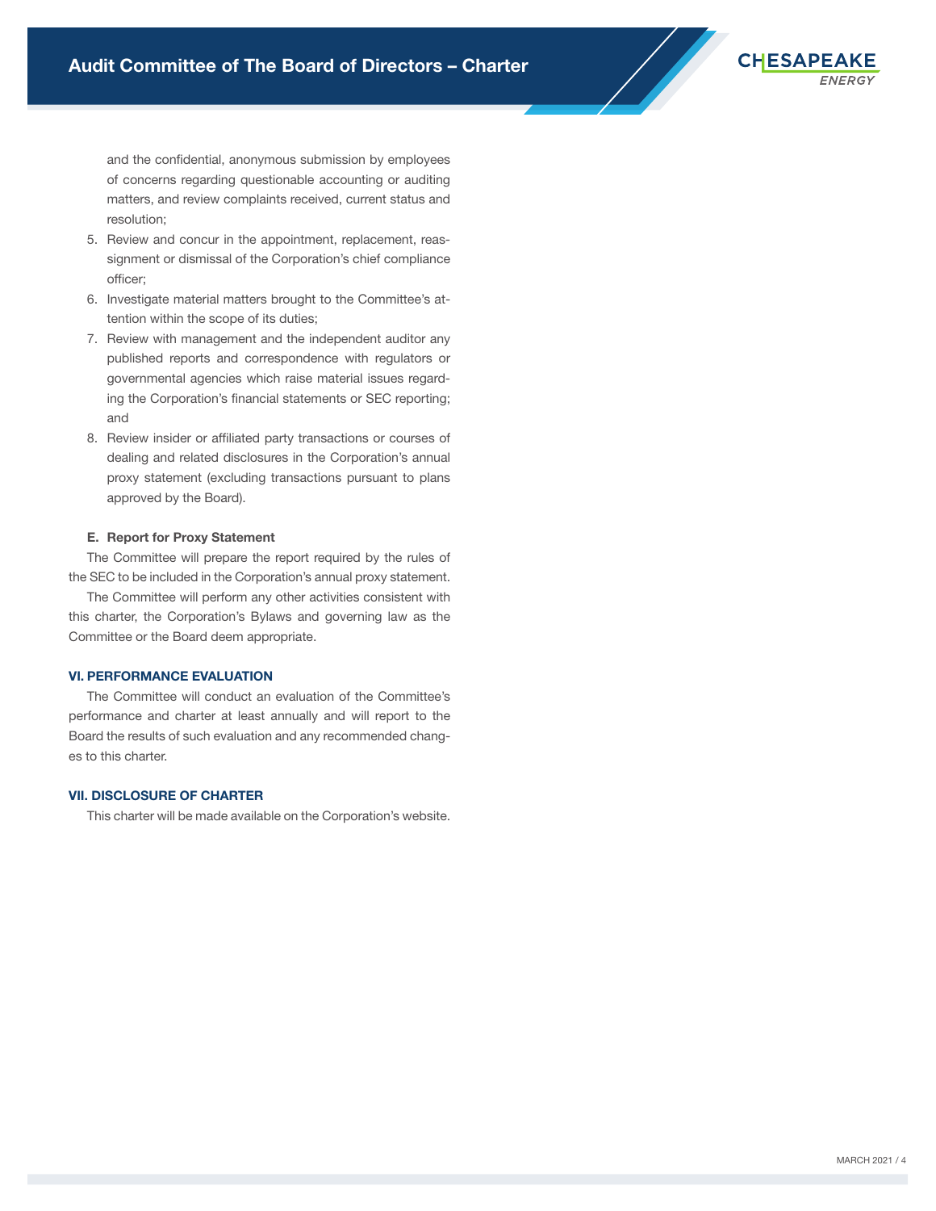and the confidential, anonymous submission by employees of concerns regarding questionable accounting or auditing matters, and review complaints received, current status and resolution;

5. Review and concur in the appointment, replacement, reassignment or dismissal of the Corporation's chief compliance officer;
6. Investigate material matters brought to the Committee's attention within the scope of its duties;
7. Review with management and the independent auditor any published reports and correspondence with regulators or governmental agencies which raise material issues regarding the Corporation's financial statements or SEC reporting; and
8. Review insider or affiliated party transactions or courses of dealing and related disclosures in the Corporation's annual proxy statement (excluding transactions pursuant to plans approved by the Board).

### E. Report for Proxy Statement

The Committee will prepare the report required by the rules of the SEC to be included in the Corporation's annual proxy statement.

The Committee will perform any other activities consistent with this charter, the Corporation's Bylaws and governing law as the Committee or the Board deem appropriate.

## VI. PERFORMANCE EVALUATION

The Committee will conduct an evaluation of the Committee's performance and charter at least annually and will report to the Board the results of such evaluation and any recommended changes to this charter.

## VII. DISCLOSURE OF CHARTER

This charter will be made available on the Corporation's website.